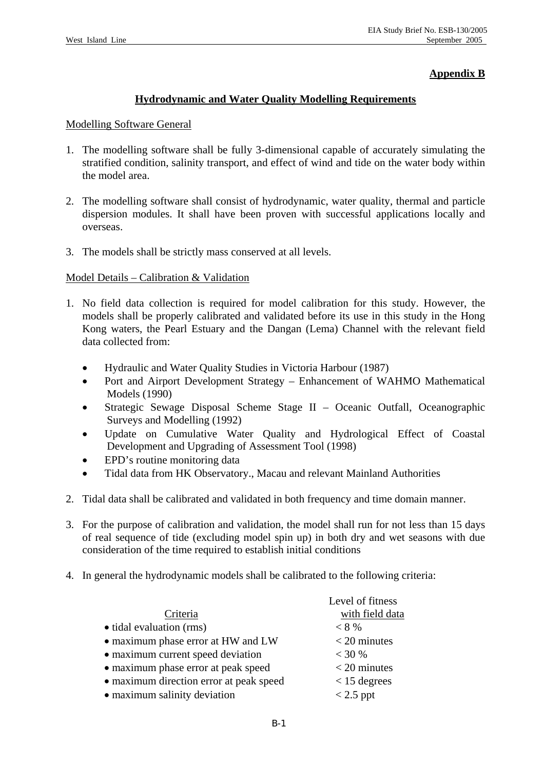**Appendix B**

## Hydrodynamic and Water Quality Modelling Requirements

Modelling Software General

1. The modelling software shall be fully 3-dimensional capable of accurately simulating the stratified condition, salinity transport, and effect of wind and tide on the water body within the model area.

2. The modelling software shall consist of hydrodynamic, water quality, thermal and particle dispersion modules. It shall have been proven with successful applications locally and overseas.

3. The models shall be strictly mass conserved at all levels.

Model Details – Calibration & Validation

1. No field data collection is required for model calibration for this study. However, the models shall be properly calibrated and validated before its use in this study in the Hong Kong waters, the Pearl Estuary and the Dangan (Lema) Channel with the relevant field data collected from:

   - Hydraulic and Water Quality Studies in Victoria Harbour (1987)
   - Port and Airport Development Strategy – Enhancement of WAHMO Mathematical Models (1990)
   - Strategic Sewage Disposal Scheme Stage II – Oceanic Outfall, Oceanographic Surveys and Modelling (1992)
   - Update on Cumulative Water Quality and Hydrological Effect of Coastal Development and Upgrading of Assessment Tool (1998)
   - EPD's routine monitoring data
   - Tidal data from HK Observatory., Macau and relevant Mainland Authorities

2. Tidal data shall be calibrated and validated in both frequency and time domain manner.

3. For the purpose of calibration and validation, the model shall run for not less than 15 days of real sequence of tide (excluding model spin up) in both dry and wet seasons with due consideration of the time required to establish initial conditions

4. In general the hydrodynamic models shall be calibrated to the following criteria:

| Criteria | Level of fitness with field data |
|---|---|
| • tidal evaluation (rms) | < 8 % |
| • maximum phase error at HW and LW | < 20 minutes |
| • maximum current speed deviation | < 30 % |
| • maximum phase error at peak speed | < 20 minutes |
| • maximum direction error at peak speed | < 15 degrees |
| • maximum salinity deviation | < 2.5 ppt |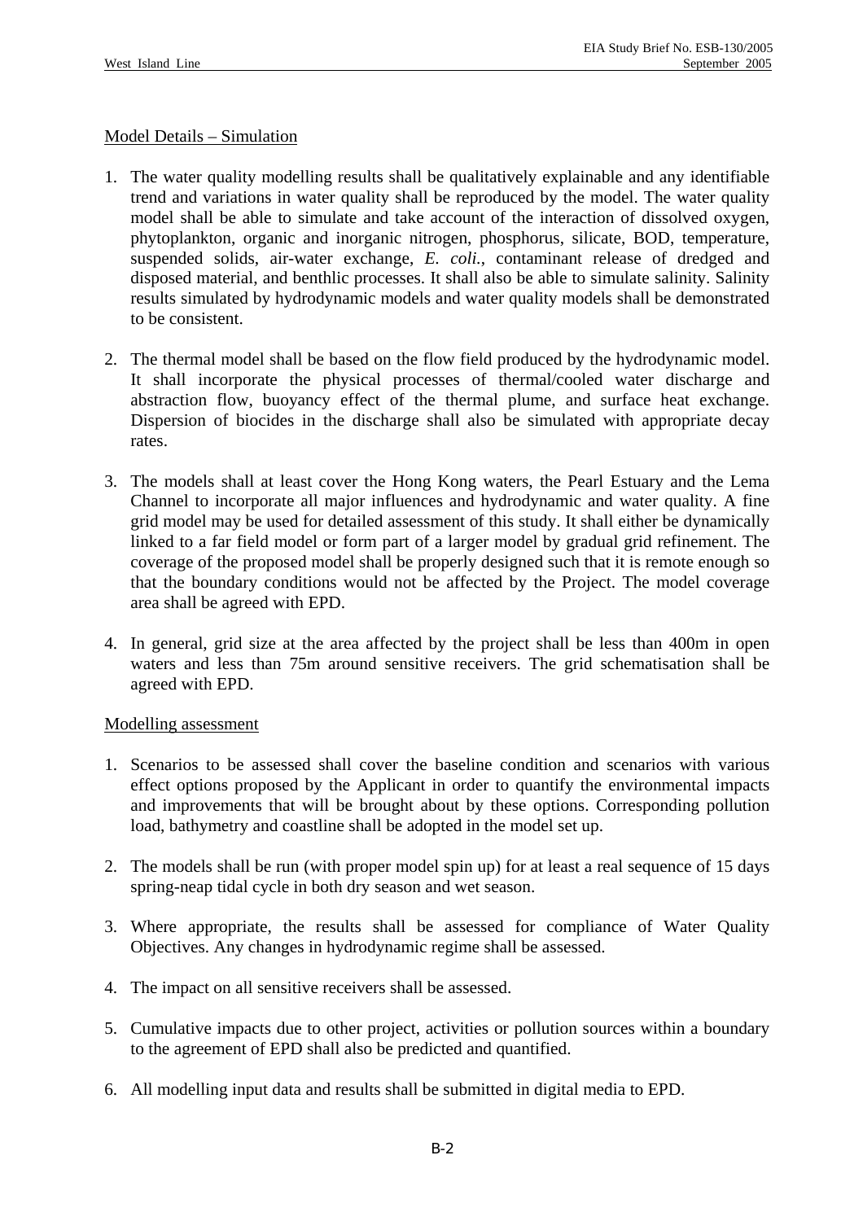Model Details – Simulation

1. The water quality modelling results shall be qualitatively explainable and any identifiable trend and variations in water quality shall be reproduced by the model. The water quality model shall be able to simulate and take account of the interaction of dissolved oxygen, phytoplankton, organic and inorganic nitrogen, phosphorus, silicate, BOD, temperature, suspended solids, air-water exchange, *E. coli.*, contaminant release of dredged and disposed material, and benthlic processes. It shall also be able to simulate salinity. Salinity results simulated by hydrodynamic models and water quality models shall be demonstrated to be consistent.

2. The thermal model shall be based on the flow field produced by the hydrodynamic model. It shall incorporate the physical processes of thermal/cooled water discharge and abstraction flow, buoyancy effect of the thermal plume, and surface heat exchange. Dispersion of biocides in the discharge shall also be simulated with appropriate decay rates.

3. The models shall at least cover the Hong Kong waters, the Pearl Estuary and the Lema Channel to incorporate all major influences and hydrodynamic and water quality. A fine grid model may be used for detailed assessment of this study. It shall either be dynamically linked to a far field model or form part of a larger model by gradual grid refinement. The coverage of the proposed model shall be properly designed such that it is remote enough so that the boundary conditions would not be affected by the Project. The model coverage area shall be agreed with EPD.

4. In general, grid size at the area affected by the project shall be less than 400m in open waters and less than 75m around sensitive receivers. The grid schematisation shall be agreed with EPD.

Modelling assessment

1. Scenarios to be assessed shall cover the baseline condition and scenarios with various effect options proposed by the Applicant in order to quantify the environmental impacts and improvements that will be brought about by these options. Corresponding pollution load, bathymetry and coastline shall be adopted in the model set up.

2. The models shall be run (with proper model spin up) for at least a real sequence of 15 days spring-neap tidal cycle in both dry season and wet season.

3. Where appropriate, the results shall be assessed for compliance of Water Quality Objectives. Any changes in hydrodynamic regime shall be assessed.

4. The impact on all sensitive receivers shall be assessed.

5. Cumulative impacts due to other project, activities or pollution sources within a boundary to the agreement of EPD shall also be predicted and quantified.

6. All modelling input data and results shall be submitted in digital media to EPD.